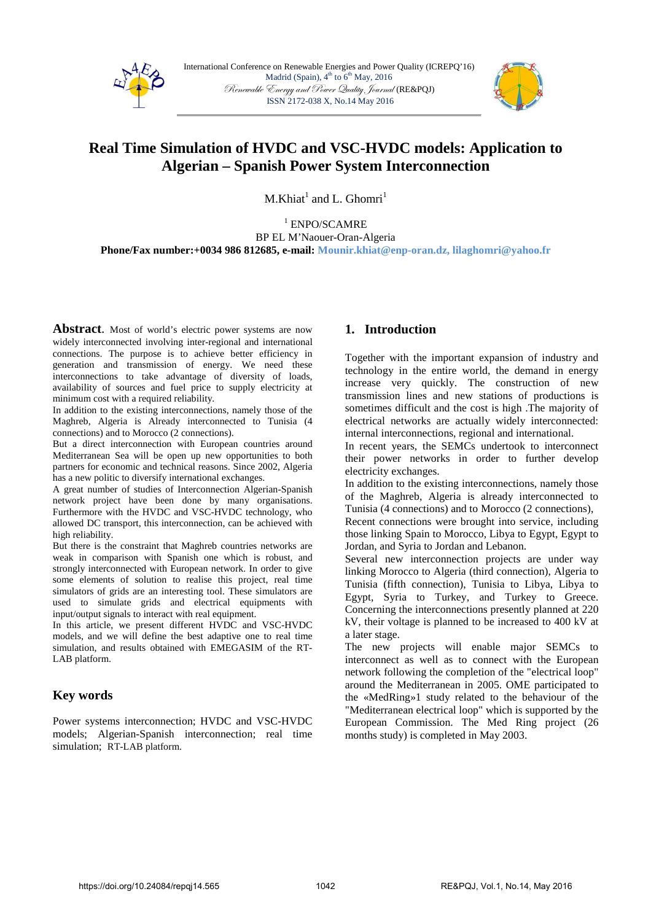# Real Time Simulation of HVDC and VSC-HVDC models: Application to Algerian – Spanish Power System Interconnection

M.Khiat[1] and L. Ghomri[1]

[1] ENPO/SCAMRE
BP EL M'Naouer-Oran-Algeria
**Phone/Fax number:+0034 986 812685, e-mail: Mounir.khiat@enp-oran.dz, lilaghomri@yahoo.fr**

**Abstract.** Most of world's electric power systems are now widely interconnected involving inter-regional and international connections. The purpose is to achieve better efficiency in generation and transmission of energy. We need these interconnections to take advantage of diversity of loads, availability of sources and fuel price to supply electricity at minimum cost with a required reliability.

In addition to the existing interconnections, namely those of the Maghreb, Algeria is Already interconnected to Tunisia (4 connections) and to Morocco (2 connections).

But a direct interconnection with European countries around Mediterranean Sea will be open up new opportunities to both partners for economic and technical reasons. Since 2002, Algeria has a new politic to diversify international exchanges.

A great number of studies of Interconnection Algerian-Spanish network project have been done by many organisations. Furthermore with the HVDC and VSC-HVDC technology, who allowed DC transport, this interconnection, can be achieved with high reliability.

But there is the constraint that Maghreb countries networks are weak in comparison with Spanish one which is robust, and strongly interconnected with European network. In order to give some elements of solution to realise this project, real time simulators of grids are an interesting tool. These simulators are used to simulate grids and electrical equipments with input/output signals to interact with real equipment.

In this article, we present different HVDC and VSC-HVDC models, and we will define the best adaptive one to real time simulation, and results obtained with EMEGASIM of the RT-LAB platform.

## Key words

Power systems interconnection; HVDC and VSC-HVDC models; Algerian-Spanish interconnection; real time simulation; RT-LAB platform.

## 1. Introduction

Together with the important expansion of industry and technology in the entire world, the demand in energy increase very quickly. The construction of new transmission lines and new stations of productions is sometimes difficult and the cost is high .The majority of electrical networks are actually widely interconnected: internal interconnections, regional and international.

In recent years, the SEMCs undertook to interconnect their power networks in order to further develop electricity exchanges.

In addition to the existing interconnections, namely those of the Maghreb, Algeria is already interconnected to Tunisia (4 connections) and to Morocco (2 connections),

Recent connections were brought into service, including those linking Spain to Morocco, Libya to Egypt, Egypt to Jordan, and Syria to Jordan and Lebanon.

Several new interconnection projects are under way linking Morocco to Algeria (third connection), Algeria to Tunisia (fifth connection), Tunisia to Libya, Libya to Egypt, Syria to Turkey, and Turkey to Greece. Concerning the interconnections presently planned at 220 kV, their voltage is planned to be increased to 400 kV at a later stage.

The new projects will enable major SEMCs to interconnect as well as to connect with the European network following the completion of the "electrical loop" around the Mediterranean in 2005. OME participated to the «MedRing»1 study related to the behaviour of the "Mediterranean electrical loop" which is supported by the European Commission. The Med Ring project (26 months study) is completed in May 2003.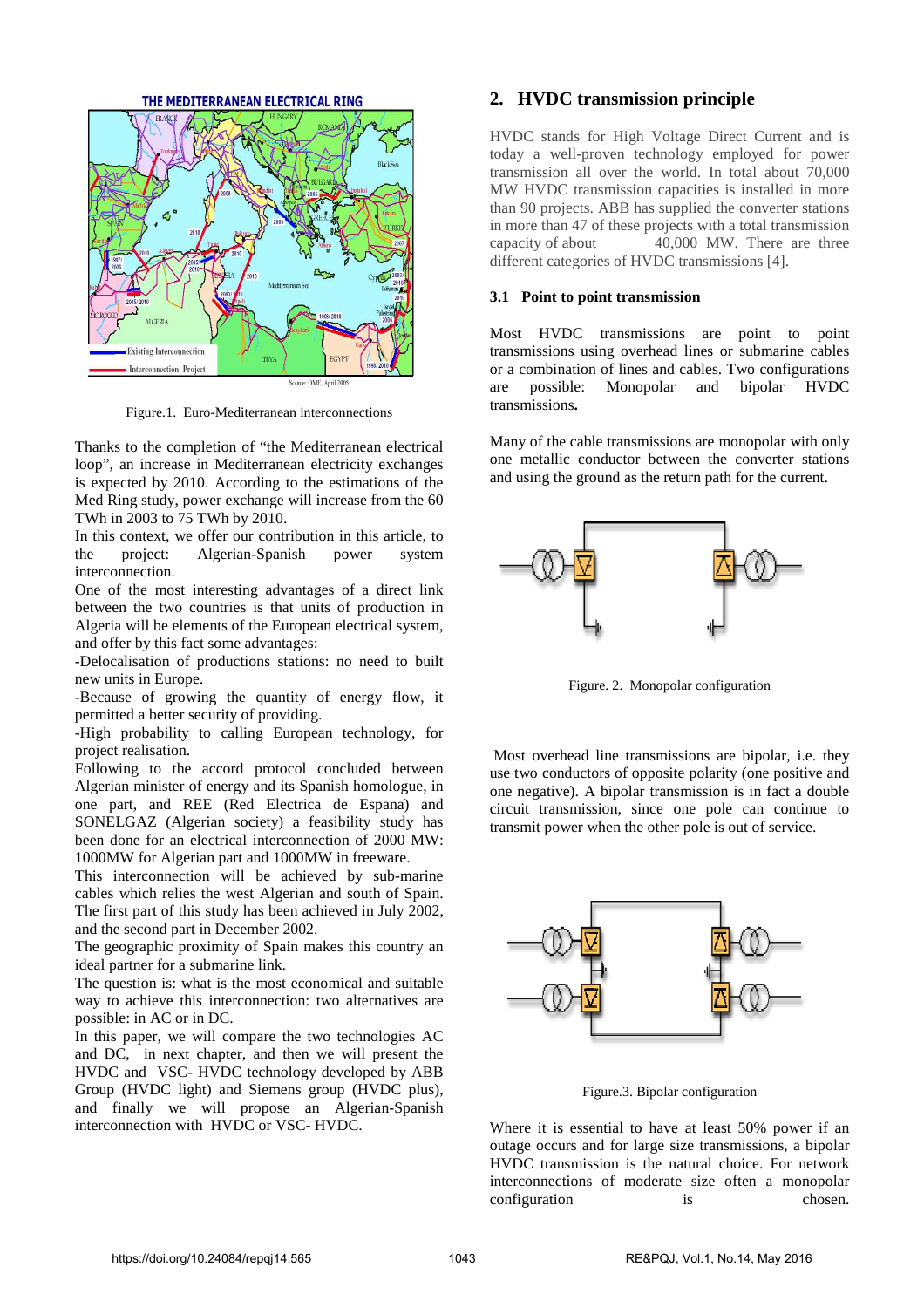Figure.1. Euro-Mediterranean interconnections

Thanks to the completion of "the Mediterranean electrical loop", an increase in Mediterranean electricity exchanges is expected by 2010. According to the estimations of the Med Ring study, power exchange will increase from the 60 TWh in 2003 to 75 TWh by 2010.

In this context, we offer our contribution in this article, to the project: Algerian-Spanish power system interconnection.

One of the most interesting advantages of a direct link between the two countries is that units of production in Algeria will be elements of the European electrical system, and offer by this fact some advantages:

-Delocalisation of productions stations: no need to built new units in Europe.

-Because of growing the quantity of energy flow, it permitted a better security of providing.

-High probability to calling European technology, for project realisation.

Following to the accord protocol concluded between Algerian minister of energy and its Spanish homologue, in one part, and REE (Red Electrica de Espana) and SONELGAZ (Algerian society) a feasibility study has been done for an electrical interconnection of 2000 MW: 1000MW for Algerian part and 1000MW in freeware.

This interconnection will be achieved by sub-marine cables which relies the west Algerian and south of Spain. The first part of this study has been achieved in July 2002, and the second part in December 2002.

The geographic proximity of Spain makes this country an ideal partner for a submarine link.

The question is: what is the most economical and suitable way to achieve this interconnection: two alternatives are possible: in AC or in DC.

In this paper, we will compare the two technologies AC and DC, in next chapter, and then we will present the HVDC and VSC- HVDC technology developed by ABB Group (HVDC light) and Siemens group (HVDC plus), and finally we will propose an Algerian-Spanish interconnection with HVDC or VSC- HVDC.

## 2. HVDC transmission principle

HVDC stands for High Voltage Direct Current and is today a well-proven technology employed for power transmission all over the world. In total about 70,000 MW HVDC transmission capacities is installed in more than 90 projects. ABB has supplied the converter stations in more than 47 of these projects with a total transmission capacity of about 40,000 MW. There are three different categories of HVDC transmissions [4].

### 3.1 Point to point transmission

Most HVDC transmissions are point to point transmissions using overhead lines or submarine cables or a combination of lines and cables. Two configurations are possible: Monopolar and bipolar HVDC transmissions**.**

Many of the cable transmissions are monopolar with only one metallic conductor between the converter stations and using the ground as the return path for the current.

Figure. 2. Monopolar configuration

Most overhead line transmissions are bipolar, i.e. they use two conductors of opposite polarity (one positive and one negative). A bipolar transmission is in fact a double circuit transmission, since one pole can continue to transmit power when the other pole is out of service.

Figure.3. Bipolar configuration

Where it is essential to have at least 50% power if an outage occurs and for large size transmissions, a bipolar HVDC transmission is the natural choice. For network interconnections of moderate size often a monopolar configuration is chosen.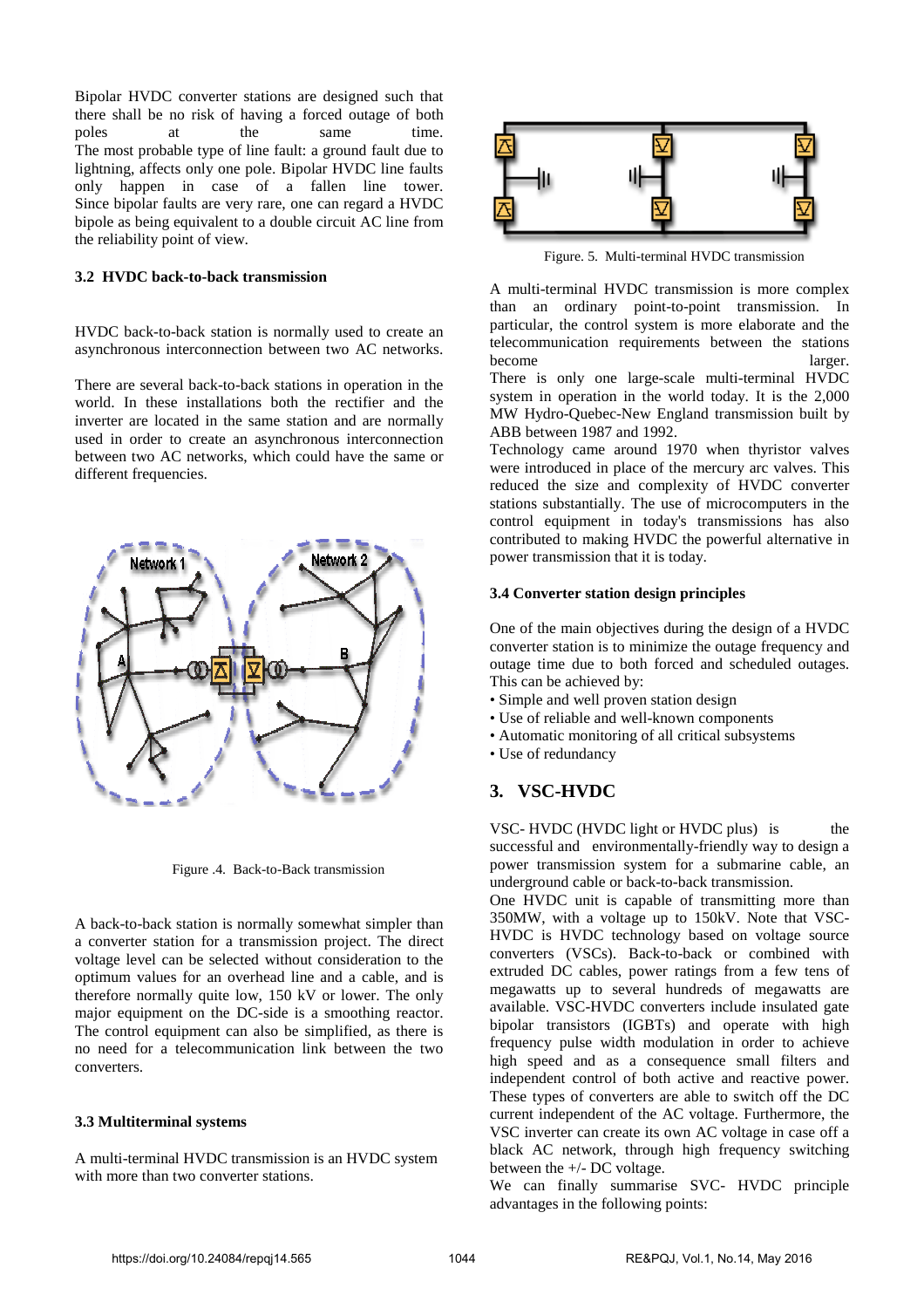Bipolar HVDC converter stations are designed such that there shall be no risk of having a forced outage of both poles at the same time. The most probable type of line fault: a ground fault due to lightning, affects only one pole. Bipolar HVDC line faults only happen in case of a fallen line tower. Since bipolar faults are very rare, one can regard a HVDC bipole as being equivalent to a double circuit AC line from the reliability point of view.

### 3.2 HVDC back-to-back transmission

HVDC back-to-back station is normally used to create an asynchronous interconnection between two AC networks.

There are several back-to-back stations in operation in the world. In these installations both the rectifier and the inverter are located in the same station and are normally used in order to create an asynchronous interconnection between two AC networks, which could have the same or different frequencies.

Figure .4. Back-to-Back transmission

A back-to-back station is normally somewhat simpler than a converter station for a transmission project. The direct voltage level can be selected without consideration to the optimum values for an overhead line and a cable, and is therefore normally quite low, 150 kV or lower. The only major equipment on the DC-side is a smoothing reactor. The control equipment can also be simplified, as there is no need for a telecommunication link between the two converters.

### 3.3 Multiterminal systems

A multi-terminal HVDC transmission is an HVDC system with more than two converter stations.

Figure. 5. Multi-terminal HVDC transmission

A multi-terminal HVDC transmission is more complex than an ordinary point-to-point transmission. In particular, the control system is more elaborate and the telecommunication requirements between the stations become larger.
There is only one large-scale multi-terminal HVDC system in operation in the world today. It is the 2,000 MW Hydro-Quebec-New England transmission built by ABB between 1987 and 1992.
Technology came around 1970 when thyristor valves were introduced in place of the mercury arc valves. This reduced the size and complexity of HVDC converter stations substantially. The use of microcomputers in the control equipment in today's transmissions has also contributed to making HVDC the powerful alternative in power transmission that it is today.

### 3.4 Converter station design principles

One of the main objectives during the design of a HVDC converter station is to minimize the outage frequency and outage time due to both forced and scheduled outages. This can be achieved by:

- Simple and well proven station design
- Use of reliable and well-known components
- Automatic monitoring of all critical subsystems
- Use of redundancy

## 3. VSC-HVDC

VSC- HVDC (HVDC light or HVDC plus) is the successful and environmentally-friendly way to design a power transmission system for a submarine cable, an underground cable or back-to-back transmission.
One HVDC unit is capable of transmitting more than 350MW, with a voltage up to 150kV. Note that VSC-HVDC is HVDC technology based on voltage source converters (VSCs). Back-to-back or combined with extruded DC cables, power ratings from a few tens of megawatts up to several hundreds of megawatts are available. VSC-HVDC converters include insulated gate bipolar transistors (IGBTs) and operate with high frequency pulse width modulation in order to achieve high speed and as a consequence small filters and independent control of both active and reactive power. These types of converters are able to switch off the DC current independent of the AC voltage. Furthermore, the VSC inverter can create its own AC voltage in case off a black AC network, through high frequency switching between the +/- DC voltage.
We can finally summarise SVC- HVDC principle advantages in the following points: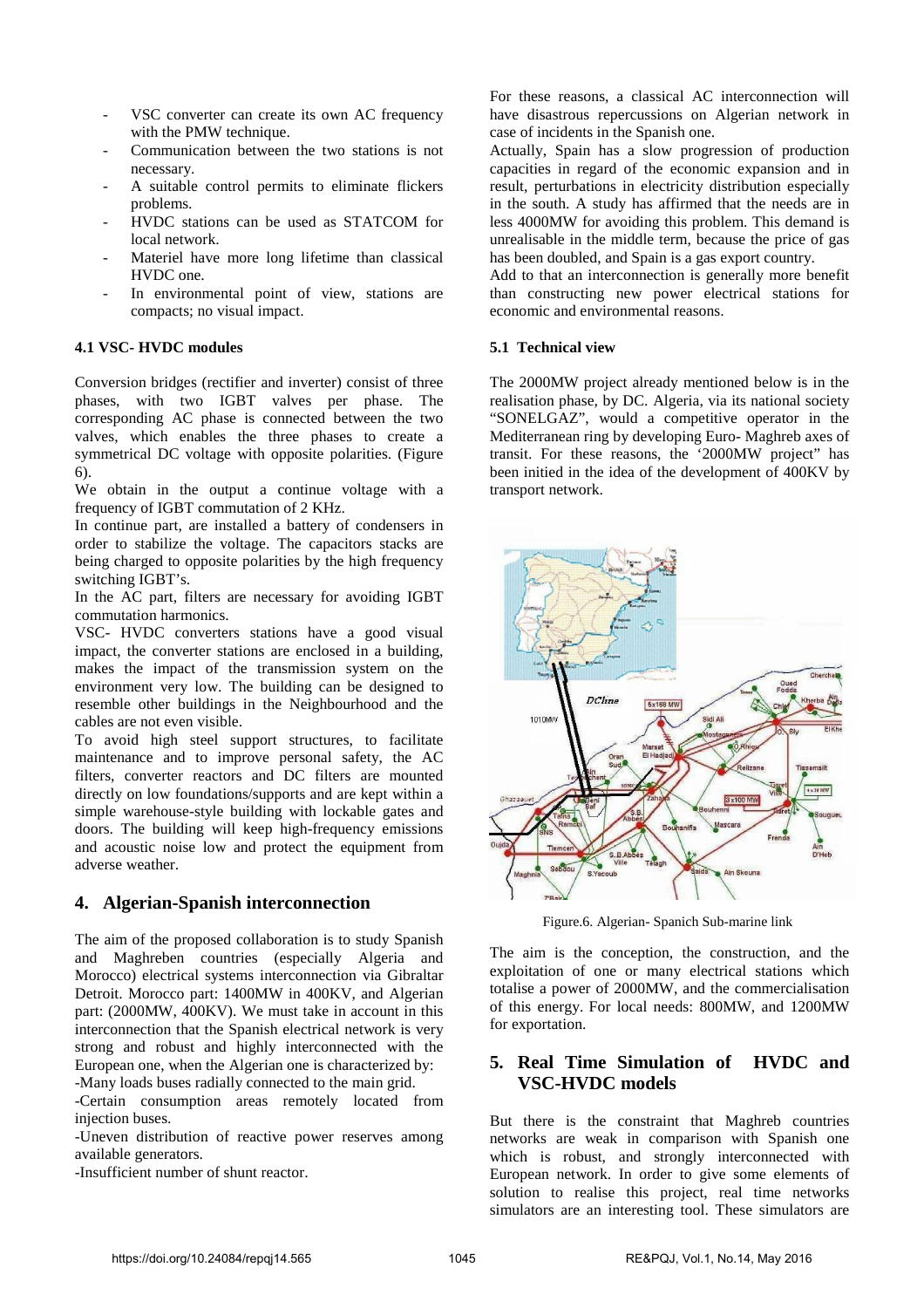- VSC converter can create its own AC frequency with the PMW technique.
- Communication between the two stations is not necessary.
- A suitable control permits to eliminate flickers problems.
- HVDC stations can be used as STATCOM for local network.
- Materiel have more long lifetime than classical HVDC one.
- In environmental point of view, stations are compacts; no visual impact.

### 4.1 VSC- HVDC modules

Conversion bridges (rectifier and inverter) consist of three phases, with two IGBT valves per phase. The corresponding AC phase is connected between the two valves, which enables the three phases to create a symmetrical DC voltage with opposite polarities. (Figure 6).

We obtain in the output a continue voltage with a frequency of IGBT commutation of 2 KHz.

In continue part, are installed a battery of condensers in order to stabilize the voltage. The capacitors stacks are being charged to opposite polarities by the high frequency switching IGBT's.

In the AC part, filters are necessary for avoiding IGBT commutation harmonics.

VSC- HVDC converters stations have a good visual impact, the converter stations are enclosed in a building, makes the impact of the transmission system on the environment very low. The building can be designed to resemble other buildings in the Neighbourhood and the cables are not even visible.

To avoid high steel support structures, to facilitate maintenance and to improve personal safety, the AC filters, converter reactors and DC filters are mounted directly on low foundations/supports and are kept within a simple warehouse-style building with lockable gates and doors. The building will keep high-frequency emissions and acoustic noise low and protect the equipment from adverse weather.

## 4. Algerian-Spanish interconnection

The aim of the proposed collaboration is to study Spanish and Maghreben countries (especially Algeria and Morocco) electrical systems interconnection via Gibraltar Detroit. Morocco part: 1400MW in 400KV, and Algerian part: (2000MW, 400KV). We must take in account in this interconnection that the Spanish electrical network is very strong and robust and highly interconnected with the European one, when the Algerian one is characterized by:

-Many loads buses radially connected to the main grid.

-Certain consumption areas remotely located from injection buses.

-Uneven distribution of reactive power reserves among available generators.

-Insufficient number of shunt reactor.

For these reasons, a classical AC interconnection will have disastrous repercussions on Algerian network in case of incidents in the Spanish one.

Actually, Spain has a slow progression of production capacities in regard of the economic expansion and in result, perturbations in electricity distribution especially in the south. A study has affirmed that the needs are in less 4000MW for avoiding this problem. This demand is unrealisable in the middle term, because the price of gas has been doubled, and Spain is a gas export country.

Add to that an interconnection is generally more benefit than constructing new power electrical stations for economic and environmental reasons.

### 5.1 Technical view

The 2000MW project already mentioned below is in the realisation phase, by DC. Algeria, via its national society "SONELGAZ", would a competitive operator in the Mediterranean ring by developing Euro- Maghreb axes of transit. For these reasons, the '2000MW project" has been initied in the idea of the development of 400KV by transport network.

Figure.6. Algerian- Spanich Sub-marine link

The aim is the conception, the construction, and the exploitation of one or many electrical stations which totalise a power of 2000MW, and the commercialisation of this energy. For local needs: 800MW, and 1200MW for exportation.

## 5. Real Time Simulation of HVDC and VSC-HVDC models

But there is the constraint that Maghreb countries networks are weak in comparison with Spanish one which is robust, and strongly interconnected with European network. In order to give some elements of solution to realise this project, real time networks simulators are an interesting tool. These simulators are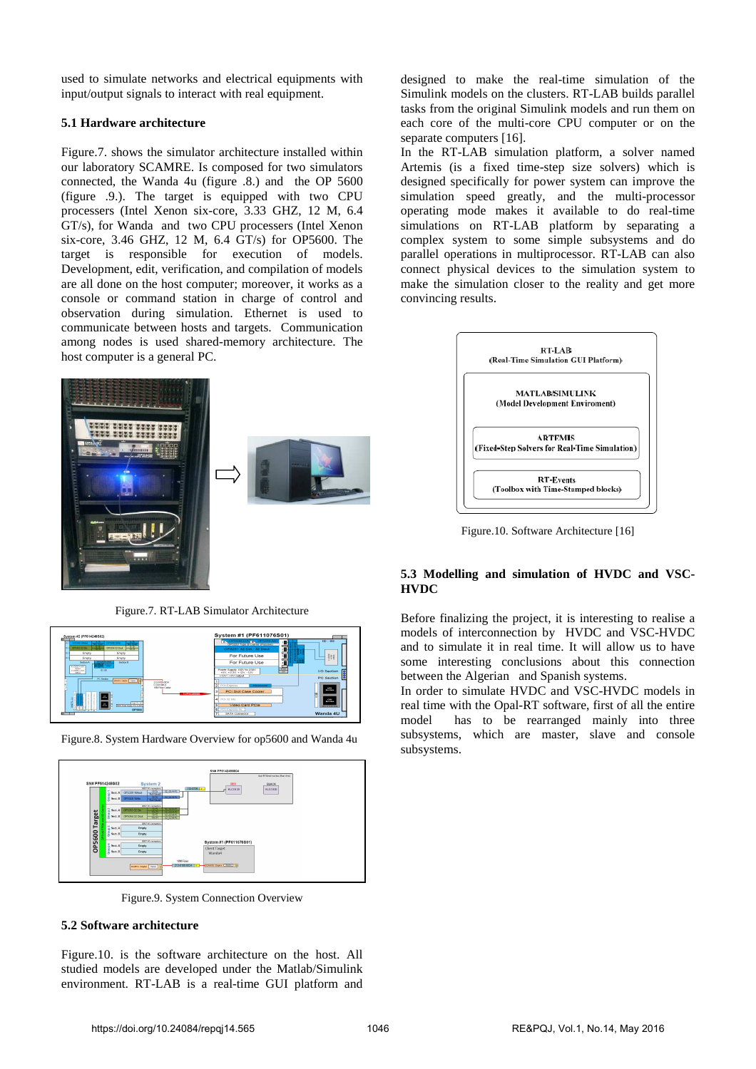used to simulate networks and electrical equipments with input/output signals to interact with real equipment.

### 5.1 Hardware architecture

Figure.7. shows the simulator architecture installed within our laboratory SCAMRE. Is composed for two simulators connected, the Wanda 4u (figure .8.) and the OP 5600 (figure .9.). The target is equipped with two CPU processers (Intel Xenon six-core, 3.33 GHZ, 12 M, 6.4 GT/s), for Wanda and two CPU processors (Intel Xenon six-core, 3.46 GHZ, 12 M, 6.4 GT/s) for OP5600. The target is responsible for execution of models. Development, edit, verification, and compilation of models are all done on the host computer; moreover, it works as a console or command station in charge of control and observation during simulation. Ethernet is used to communicate between hosts and targets. Communication among nodes is used shared-memory architecture. The host computer is a general PC.

Figure.7. RT-LAB Simulator Architecture

Figure.8. System Hardware Overview for op5600 and Wanda 4u

Figure.9. System Connection Overview

### 5.2 Software architecture

Figure.10. is the software architecture on the host. All studied models are developed under the Matlab/Simulink environment. RT-LAB is a real-time GUI platform and designed to make the real-time simulation of the Simulink models on the clusters. RT-LAB builds parallel tasks from the original Simulink models and run them on each core of the multi-core CPU computer or on the separate computers [16].

In the RT-LAB simulation platform, a solver named Artemis (is a fixed time-step size solvers) which is designed specifically for power system can improve the simulation speed greatly, and the multi-processor operating mode makes it available to do real-time simulations on RT-LAB platform by separating a complex system to some simple subsystems and do parallel operations in multiprocessor. RT-LAB can also connect physical devices to the simulation system to make the simulation closer to the reality and get more convincing results.

RT-LAB
(Real-Time Simulation GUI Platform)

MATLAB/SIMULINK
(Model Development Enviroment)

ARTEMIS
(Fixed-Step Solvers for Real-Time Simulation)

RT-Events
(Toolbox with Time-Stamped blocks)

Figure.10. Software Architecture [16]

### 5.3 Modelling and simulation of HVDC and VSC-HVDC

Before finalizing the project, it is interesting to realise a models of interconnection by HVDC and VSC-HVDC and to simulate it in real time. It will allow us to have some interesting conclusions about this connection between the Algerian and Spanish systems.

In order to simulate HVDC and VSC-HVDC models in real time with the Opal-RT software, first of all the entire model has to be rearranged mainly into three subsystems, which are master, slave and console subsystems.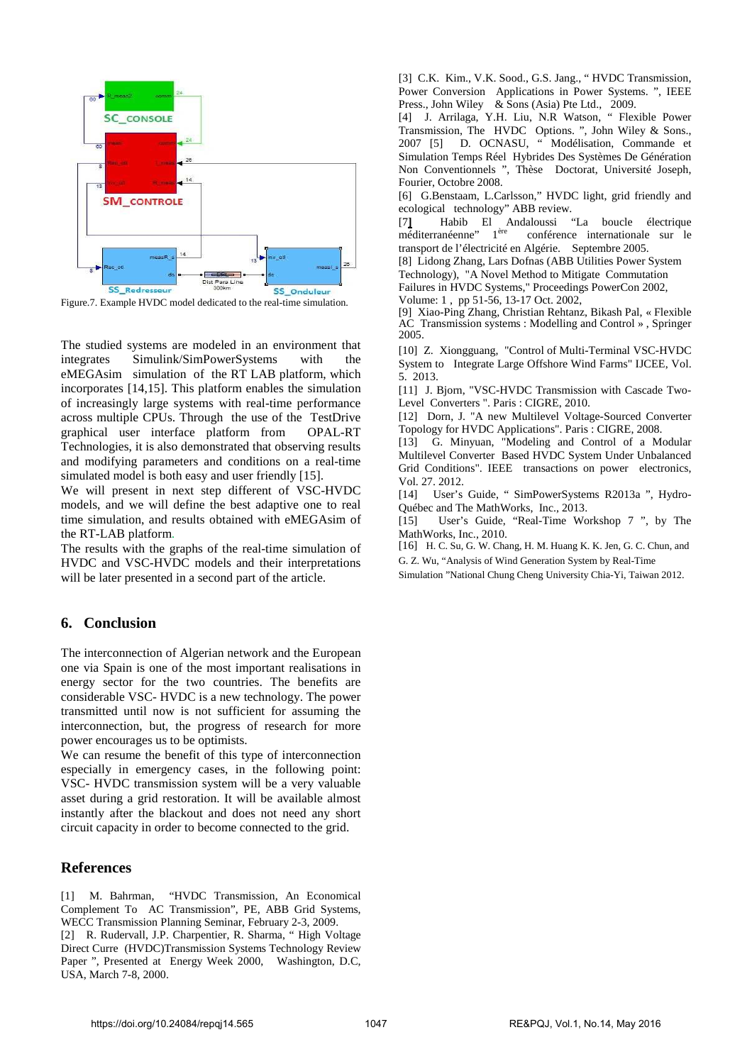Figure.7. Example HVDC model dedicated to the real-time simulation.

The studied systems are modeled in an environment that integrates Simulink/SimPowerSystems with the eMEGAsim simulation of the RT LAB platform, which incorporates [14,15]. This platform enables the simulation of increasingly large systems with real-time performance across multiple CPUs. Through the use of the TestDrive graphical user interface platform from OPAL-RT Technologies, it is also demonstrated that observing results and modifying parameters and conditions on a real-time simulated model is both easy and user friendly [15].

We will present in next step different of VSC-HVDC models, and we will define the best adaptive one to real time simulation, and results obtained with eMEGAsim of the RT-LAB platform.

The results with the graphs of the real-time simulation of HVDC and VSC-HVDC models and their interpretations will be later presented in a second part of the article.

## 6. Conclusion

The interconnection of Algerian network and the European one via Spain is one of the most important realisations in energy sector for the two countries. The benefits are considerable VSC- HVDC is a new technology. The power transmitted until now is not sufficient for assuming the interconnection, but, the progress of research for more power encourages us to be optimists.

We can resume the benefit of this type of interconnection especially in emergency cases, in the following point: VSC- HVDC transmission system will be a very valuable asset during a grid restoration. It will be available almost instantly after the blackout and does not need any short circuit capacity in order to become connected to the grid.

## References

[1] M. Bahrman, "HVDC Transmission, An Economical Complement To AC Transmission", PE, ABB Grid Systems, WECC Transmission Planning Seminar, February 2-3, 2009.

[2] R. Rudervall, J.P. Charpentier, R. Sharma, " High Voltage Direct Curre (HVDC)Transmission Systems Technology Review Paper ", Presented at Energy Week 2000, Washington, D.C, USA, March 7-8, 2000.

[3] C.K. Kim., V.K. Sood., G.S. Jang., " HVDC Transmission, Power Conversion Applications in Power Systems. ", IEEE Press., John Wiley & Sons (Asia) Pte Ltd., 2009.

[4] J. Arrilaga, Y.H. Liu, N.R Watson, " Flexible Power Transmission, The HVDC Options. ", John Wiley & Sons., 2007 [5] D. OCNASU, " Modélisation, Commande et Simulation Temps Réel Hybrides Des Systèmes De Génération Non Conventionnels ", Thèse Doctorat, Université Joseph, Fourier, Octobre 2008.

[6] G.Benstaam, L.Carlsson," HVDC light, grid friendly and ecological technology" ABB review.

[7] Habib El Andaloussi "La boucle électrique méditerranéenne" 1ère conférence internationale sur le transport de l'électricité en Algérie. Septembre 2005.

[8] Lidong Zhang, Lars Dofnas (ABB Utilities Power System Technology), "A Novel Method to Mitigate Commutation Failures in HVDC Systems," Proceedings PowerCon 2002, Volume: 1 , pp 51-56, 13-17 Oct. 2002,

[9] Xiao-Ping Zhang, Christian Rehtanz, Bikash Pal, « Flexible AC Transmission systems : Modelling and Control » , Springer 2005.

[10] Z. Xiongguang, "Control of Multi-Terminal VSC-HVDC System to Integrate Large Offshore Wind Farms" IJCEE, Vol. 5. 2013.

[11] J. Bjorn, "VSC-HVDC Transmission with Cascade Two-Level Converters ". Paris : CIGRE, 2010.

[12] Dorn, J. "A new Multilevel Voltage-Sourced Converter Topology for HVDC Applications". Paris : CIGRE, 2008.

[13] G. Minyuan, "Modeling and Control of a Modular Multilevel Converter Based HVDC System Under Unbalanced Grid Conditions". IEEE transactions on power electronics, Vol. 27. 2012.

[14] User's Guide, " SimPowerSystems R2013a ", Hydro-Québec and The MathWorks, Inc., 2013.

[15] User's Guide, "Real-Time Workshop 7 ", by The MathWorks, Inc., 2010.

[16] H. C. Su, G. W. Chang, H. M. Huang K. K. Jen, G. C. Chun, and G. Z. Wu, "Analysis of Wind Generation System by Real-Time Simulation "National Chung Cheng University Chia-Yi, Taiwan 2012.